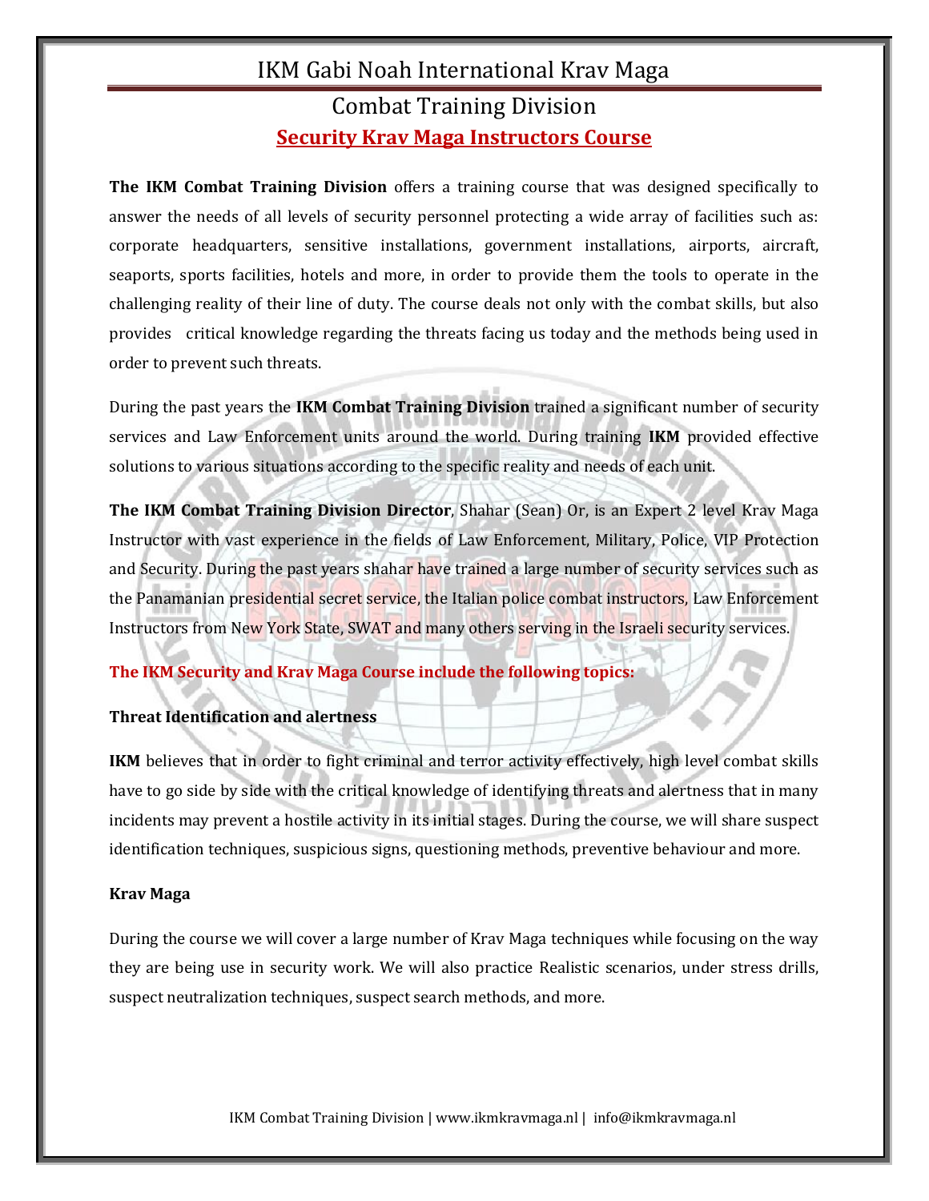# IKM Gabi Noah International Krav Maga

## Combat Training Division

## Security Krav Maga Instructors Course

**The IKM Combat Training Division** offers a training course that was designed specifically to answer the needs of all levels of security personnel protecting a wide array of facilities such as: corporate headquarters, sensitive installations, government installations, airports, aircraft, seaports, sports facilities, hotels and more, in order to provide them the tools to operate in the challenging reality of their line of duty. The course deals not only with the combat skills, but also provides critical knowledge regarding the threats facing us today and the methods being used in order to prevent such threats.

During the past years the **IKM Combat Training Division** trained a significant number of security services and Law Enforcement units around the world. During training **IKM** provided effective solutions to various situations according to the specific reality and needs of each unit.

**The IKM Combat Training Division Director**, Shahar (Sean) Or, is an Expert 2 level Krav Maga Instructor with vast experience in the fields of Law Enforcement, Military, Police, VIP Protection and Security. During the past years shahar have trained a large number of security services such as the Panamanian presidential secret service, the Italian police combat instructors, Law Enforcement Instructors from New York State, SWAT and many others serving in the Israeli security services.

**The IKM Security and Krav Maga Course include the following topics:**

**Threat Identification and alertness**

**IKM** believes that in order to fight criminal and terror activity effectively, high level combat skills have to go side by side with the critical knowledge of identifying threats and alertness that in many incidents may prevent a hostile activity in its initial stages. During the course, we will share suspect identification techniques, suspicious signs, questioning methods, preventive behaviour and more.

**Krav Maga**

During the course we will cover a large number of Krav Maga techniques while focusing on the way they are being use in security work. We will also practice Realistic scenarios, under stress drills, suspect neutralization techniques, suspect search methods, and more.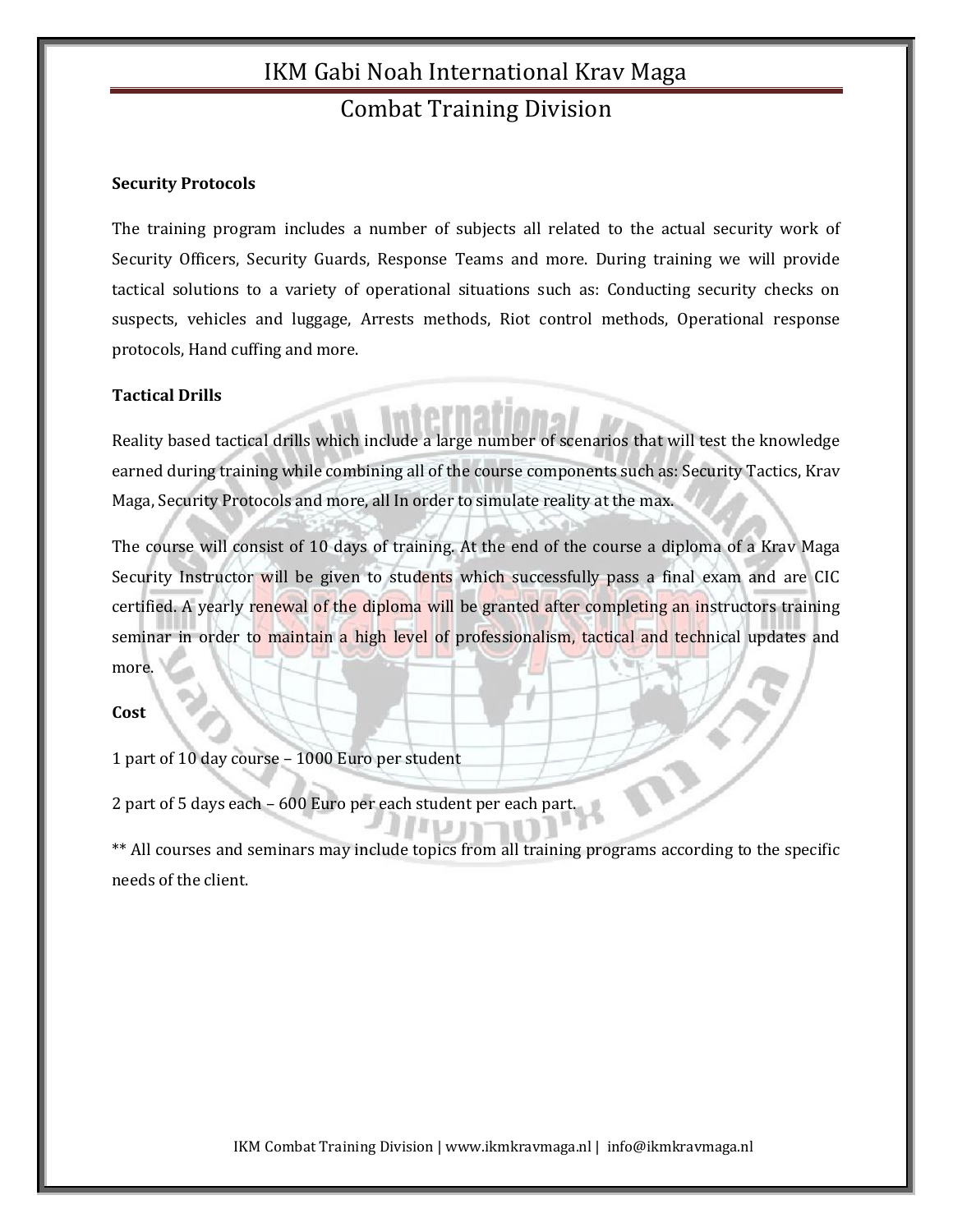**Security Protocols**

The training program includes a number of subjects all related to the actual security work of Security Officers, Security Guards, Response Teams and more. During training we will provide tactical solutions to a variety of operational situations such as: Conducting security checks on suspects, vehicles and luggage, Arrests methods, Riot control methods, Operational response protocols, Hand cuffing and more.

**Tactical Drills**

Reality based tactical drills which include a large number of scenarios that will test the knowledge earned during training while combining all of the course components such as: Security Tactics, Krav Maga, Security Protocols and more, all In order to simulate reality at the max.

The course will consist of 10 days of training. At the end of the course a diploma of a Krav Maga Security Instructor will be given to students which successfully pass a final exam and are CIC certified. A yearly renewal of the diploma will be granted after completing an instructors training seminar in order to maintain a high level of professionalism, tactical and technical updates and more.

**Cost**

1 part of 10 day course – 1000 Euro per student

2 part of 5 days each – 600 Euro per each student per each part.

** All courses and seminars may include topics from all training programs according to the specific needs of the client.